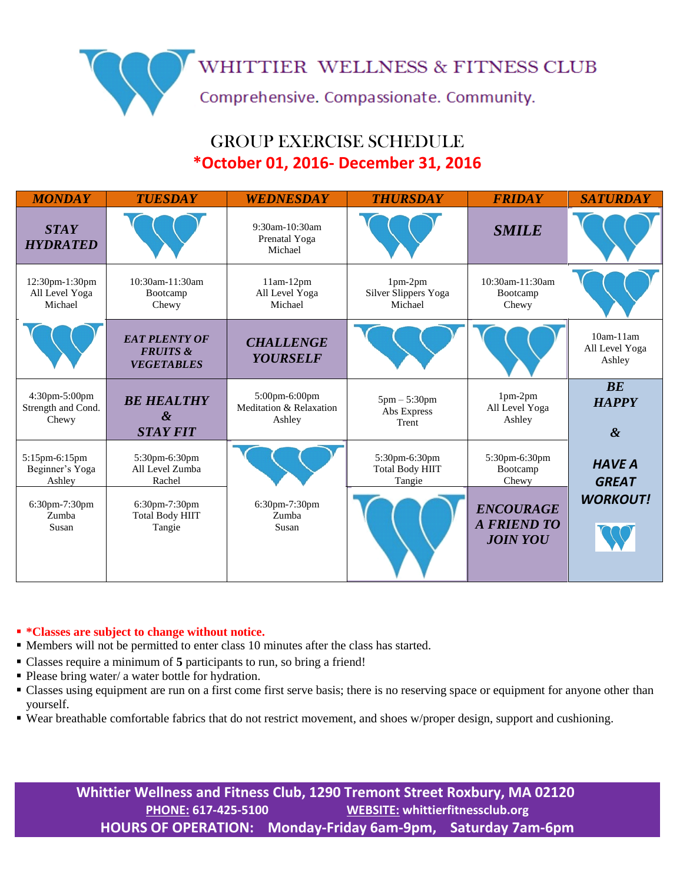# WHITTIER WELLNESS & FITNESS CLUB

Comprehensive. Compassionate. Community.

## GROUP EXERCISE SCHEDULE

**\*October 01, 2016- December 31, 2016**

| MONDAY | TUESDAY | WEDNESDAY | THURSDAY | FRIDAY | SATURDAY |
|---|---|---|---|---|---|
| ***STAY HYDRATED*** | | 9:30am-10:30am<br>Prenatal Yoga<br>Michael | | ***SMILE*** | |
| 12:30pm-1:30pm<br>All Level Yoga<br>Michael | 10:30am-11:30am<br>Bootcamp<br>Chewy | 11am-12pm<br>All Level Yoga<br>Michael | 1pm-2pm<br>Silver Slippers Yoga<br>Michael | 10:30am-11:30am<br>Bootcamp<br>Chewy | |
| | ***EAT PLENTY OF FRUITS & VEGETABLES*** | ***CHALLENGE YOURSELF*** | | | 10am-11am<br>All Level Yoga<br>Ashley |
| 4:30pm-5:00pm<br>Strength and Cond.<br>Chewy | ***BE HEALTHY & STAY FIT*** | 5:00pm-6:00pm<br>Meditation & Relaxation<br>Ashley | 5pm – 5:30pm<br>Abs Express<br>Trent | 1pm-2pm<br>All Level Yoga<br>Ashley | ***BE HAPPY & HAVE A GREAT WORKOUT!*** |
| 5:15pm-6:15pm<br>Beginner's Yoga<br>Ashley | 5:30pm-6:30pm<br>All Level Zumba<br>Rachel | | 5:30pm-6:30pm<br>Total Body HIIT<br>Tangie | 5:30pm-6:30pm<br>Bootcamp<br>Chewy | |
| 6:30pm-7:30pm<br>Zumba<br>Susan | 6:30pm-7:30pm<br>Total Body HIIT<br>Tangie | 6:30pm-7:30pm<br>Zumba<br>Susan | | ***ENCOURAGE A FRIEND TO JOIN YOU*** | |

- **\*Classes are subject to change without notice.**
- Members will not be permitted to enter class 10 minutes after the class has started.
- Classes require a minimum of **5** participants to run, so bring a friend!
- Please bring water/ a water bottle for hydration.
- Classes using equipment are run on a first come first serve basis; there is no reserving space or equipment for anyone other than yourself.
- Wear breathable comfortable fabrics that do not restrict movement, and shoes w/proper design, support and cushioning.

**Whittier Wellness and Fitness Club, 1290 Tremont Street Roxbury, MA 02120**

**PHONE: 617-425-5100** **WEBSITE: whittierfitnessclub.org**

**HOURS OF OPERATION: Monday-Friday 6am-9pm, Saturday 7am-6pm**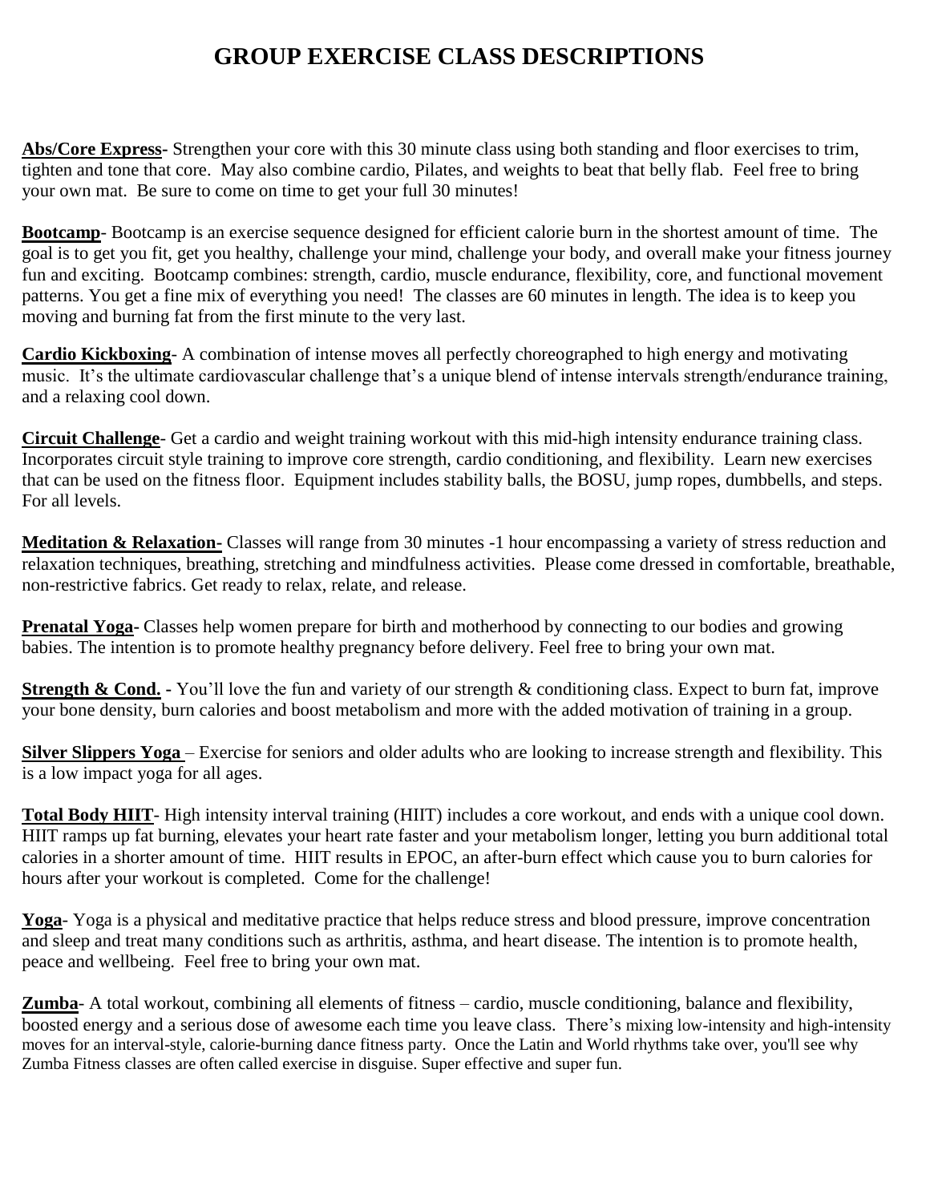# GROUP EXERCISE CLASS DESCRIPTIONS

**Abs/Core Express**- Strengthen your core with this 30 minute class using both standing and floor exercises to trim, tighten and tone that core. May also combine cardio, Pilates, and weights to beat that belly flab. Feel free to bring your own mat. Be sure to come on time to get your full 30 minutes!

**Bootcamp**- Bootcamp is an exercise sequence designed for efficient calorie burn in the shortest amount of time. The goal is to get you fit, get you healthy, challenge your mind, challenge your body, and overall make your fitness journey fun and exciting. Bootcamp combines: strength, cardio, muscle endurance, flexibility, core, and functional movement patterns. You get a fine mix of everything you need! The classes are 60 minutes in length. The idea is to keep you moving and burning fat from the first minute to the very last.

**Cardio Kickboxing**- A combination of intense moves all perfectly choreographed to high energy and motivating music. It's the ultimate cardiovascular challenge that's a unique blend of intense intervals strength/endurance training, and a relaxing cool down.

**Circuit Challenge**- Get a cardio and weight training workout with this mid-high intensity endurance training class. Incorporates circuit style training to improve core strength, cardio conditioning, and flexibility. Learn new exercises that can be used on the fitness floor. Equipment includes stability balls, the BOSU, jump ropes, dumbbells, and steps. For all levels.

**Meditation & Relaxation-** Classes will range from 30 minutes -1 hour encompassing a variety of stress reduction and relaxation techniques, breathing, stretching and mindfulness activities. Please come dressed in comfortable, breathable, non-restrictive fabrics. Get ready to relax, relate, and release.

**Prenatal Yoga-** Classes help women prepare for birth and motherhood by connecting to our bodies and growing babies. The intention is to promote healthy pregnancy before delivery. Feel free to bring your own mat.

**Strength & Cond.** - You'll love the fun and variety of our strength & conditioning class. Expect to burn fat, improve your bone density, burn calories and boost metabolism and more with the added motivation of training in a group.

**Silver Slippers Yoga** – Exercise for seniors and older adults who are looking to increase strength and flexibility. This is a low impact yoga for all ages.

**Total Body HIIT**- High intensity interval training (HIIT) includes a core workout, and ends with a unique cool down. HIIT ramps up fat burning, elevates your heart rate faster and your metabolism longer, letting you burn additional total calories in a shorter amount of time. HIIT results in EPOC, an after-burn effect which cause you to burn calories for hours after your workout is completed. Come for the challenge!

**Yoga**- Yoga is a physical and meditative practice that helps reduce stress and blood pressure, improve concentration and sleep and treat many conditions such as arthritis, asthma, and heart disease. The intention is to promote health, peace and wellbeing. Feel free to bring your own mat.

**Zumba**- A total workout, combining all elements of fitness – cardio, muscle conditioning, balance and flexibility, boosted energy and a serious dose of awesome each time you leave class. There's mixing low-intensity and high-intensity moves for an interval-style, calorie-burning dance fitness party. Once the Latin and World rhythms take over, you'll see why Zumba Fitness classes are often called exercise in disguise. Super effective and super fun.